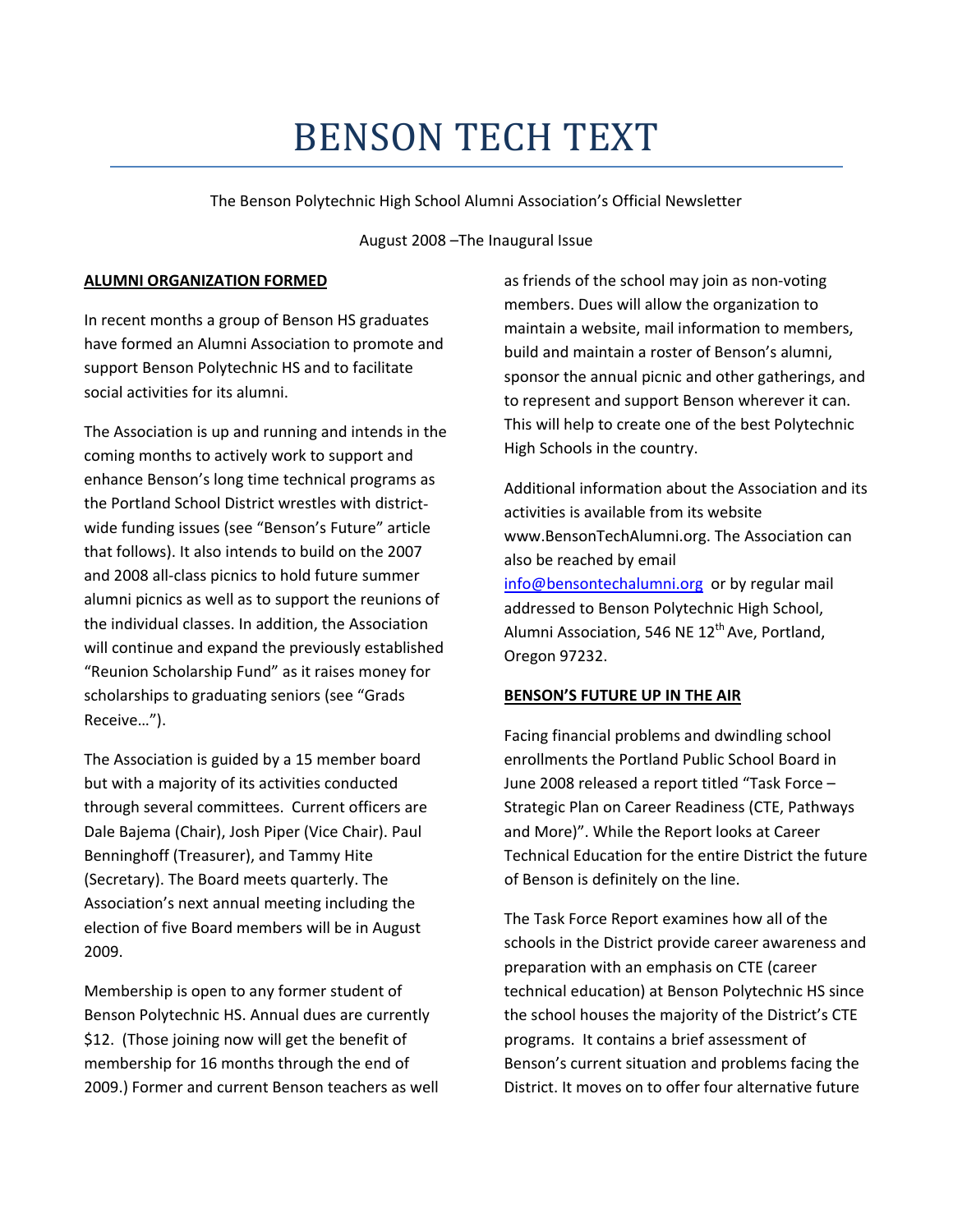# BENSON TECH TEXT

The Benson Polytechnic High School Alumni Association's Official Newsletter

August 2008 –The Inaugural Issue

**ALUMNI ORGANIZATION FORMED**

In recent months a group of Benson HS graduates have formed an Alumni Association to promote and support Benson Polytechnic HS and to facilitate social activities for its alumni.

The Association is up and running and intends in the coming months to actively work to support and enhance Benson's long time technical programs as the Portland School District wrestles with district-wide funding issues (see "Benson's Future" article that follows). It also intends to build on the 2007 and 2008 all-class picnics to hold future summer alumni picnics as well as to support the reunions of the individual classes. In addition, the Association will continue and expand the previously established "Reunion Scholarship Fund" as it raises money for scholarships to graduating seniors (see "Grads Receive…").

The Association is guided by a 15 member board but with a majority of its activities conducted through several committees. Current officers are Dale Bajema (Chair), Josh Piper (Vice Chair). Paul Benninghoff (Treasurer), and Tammy Hite (Secretary). The Board meets quarterly. The Association's next annual meeting including the election of five Board members will be in August 2009.

Membership is open to any former student of Benson Polytechnic HS. Annual dues are currently $12. (Those joining now will get the benefit of membership for 16 months through the end of 2009.) Former and current Benson teachers as well as friends of the school may join as non-voting members. Dues will allow the organization to maintain a website, mail information to members, build and maintain a roster of Benson's alumni, sponsor the annual picnic and other gatherings, and to represent and support Benson wherever it can. This will help to create one of the best Polytechnic High Schools in the country.

Additional information about the Association and its activities is available from its website www.BensonTechAlumni.org. The Association can also be reached by email info@bensontechalumni.org or by regular mail addressed to Benson Polytechnic High School, Alumni Association, 546 NE 12th Ave, Portland, Oregon 97232.

**BENSON'S FUTURE UP IN THE AIR**

Facing financial problems and dwindling school enrollments the Portland Public School Board in June 2008 released a report titled "Task Force – Strategic Plan on Career Readiness (CTE, Pathways and More)". While the Report looks at Career Technical Education for the entire District the future of Benson is definitely on the line.

The Task Force Report examines how all of the schools in the District provide career awareness and preparation with an emphasis on CTE (career technical education) at Benson Polytechnic HS since the school houses the majority of the District's CTE programs. It contains a brief assessment of Benson's current situation and problems facing the District. It moves on to offer four alternative future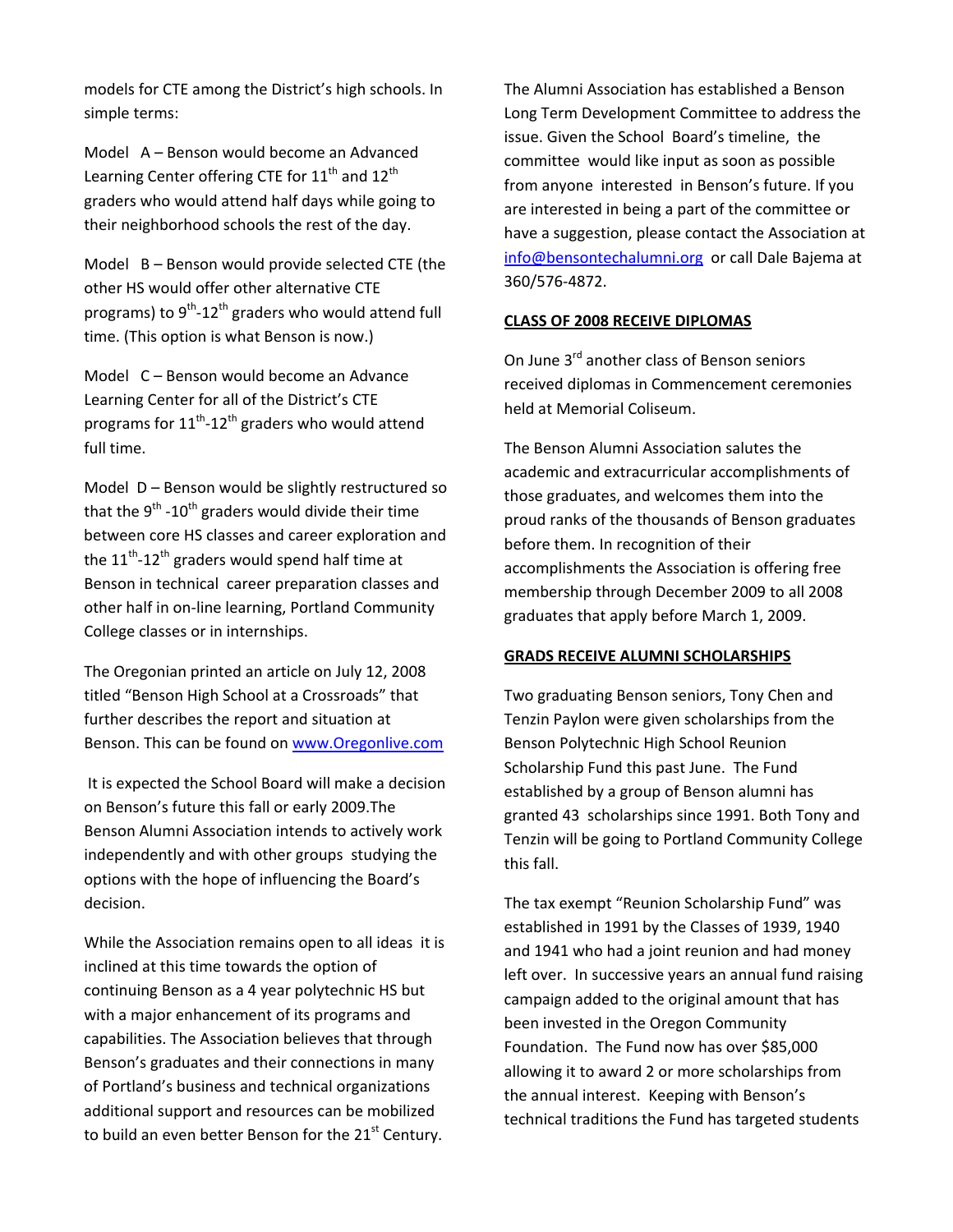models for CTE among the District's high schools. In simple terms:

Model A – Benson would become an Advanced Learning Center offering CTE for $11^{th}$ and $12^{th}$ graders who would attend half days while going to their neighborhood schools the rest of the day.

Model B – Benson would provide selected CTE (the other HS would offer other alternative CTE programs) to $9^{th}$-$12^{th}$ graders who would attend full time. (This option is what Benson is now.)

Model C – Benson would become an Advance Learning Center for all of the District's CTE programs for $11^{th}$-$12^{th}$ graders who would attend full time.

Model D – Benson would be slightly restructured so that the $9^{th}$ -$10^{th}$ graders would divide their time between core HS classes and career exploration and the $11^{th}$-$12^{th}$ graders would spend half time at Benson in technical career preparation classes and other half in on-line learning, Portland Community College classes or in internships.

The Oregonian printed an article on July 12, 2008 titled "Benson High School at a Crossroads" that further describes the report and situation at Benson. This can be found on www.Oregonlive.com

It is expected the School Board will make a decision on Benson's future this fall or early 2009.The Benson Alumni Association intends to actively work independently and with other groups studying the options with the hope of influencing the Board's decision.

While the Association remains open to all ideas it is inclined at this time towards the option of continuing Benson as a 4 year polytechnic HS but with a major enhancement of its programs and capabilities. The Association believes that through Benson's graduates and their connections in many of Portland's business and technical organizations additional support and resources can be mobilized to build an even better Benson for the $21^{st}$ Century.

The Alumni Association has established a Benson Long Term Development Committee to address the issue. Given the School Board's timeline, the committee would like input as soon as possible from anyone interested in Benson's future. If you are interested in being a part of the committee or have a suggestion, please contact the Association at info@bensontechalumni.org or call Dale Bajema at 360/576-4872.

**CLASS OF 2008 RECEIVE DIPLOMAS**

On June $3^{rd}$ another class of Benson seniors received diplomas in Commencement ceremonies held at Memorial Coliseum.

The Benson Alumni Association salutes the academic and extracurricular accomplishments of those graduates, and welcomes them into the proud ranks of the thousands of Benson graduates before them. In recognition of their accomplishments the Association is offering free membership through December 2009 to all 2008 graduates that apply before March 1, 2009.

**GRADS RECEIVE ALUMNI SCHOLARSHIPS**

Two graduating Benson seniors, Tony Chen and Tenzin Paylon were given scholarships from the Benson Polytechnic High School Reunion Scholarship Fund this past June. The Fund established by a group of Benson alumni has granted 43 scholarships since 1991. Both Tony and Tenzin will be going to Portland Community College this fall.

The tax exempt "Reunion Scholarship Fund" was established in 1991 by the Classes of 1939, 1940 and 1941 who had a joint reunion and had money left over. In successive years an annual fund raising campaign added to the original amount that has been invested in the Oregon Community Foundation. The Fund now has over $85,000 allowing it to award 2 or more scholarships from the annual interest. Keeping with Benson's technical traditions the Fund has targeted students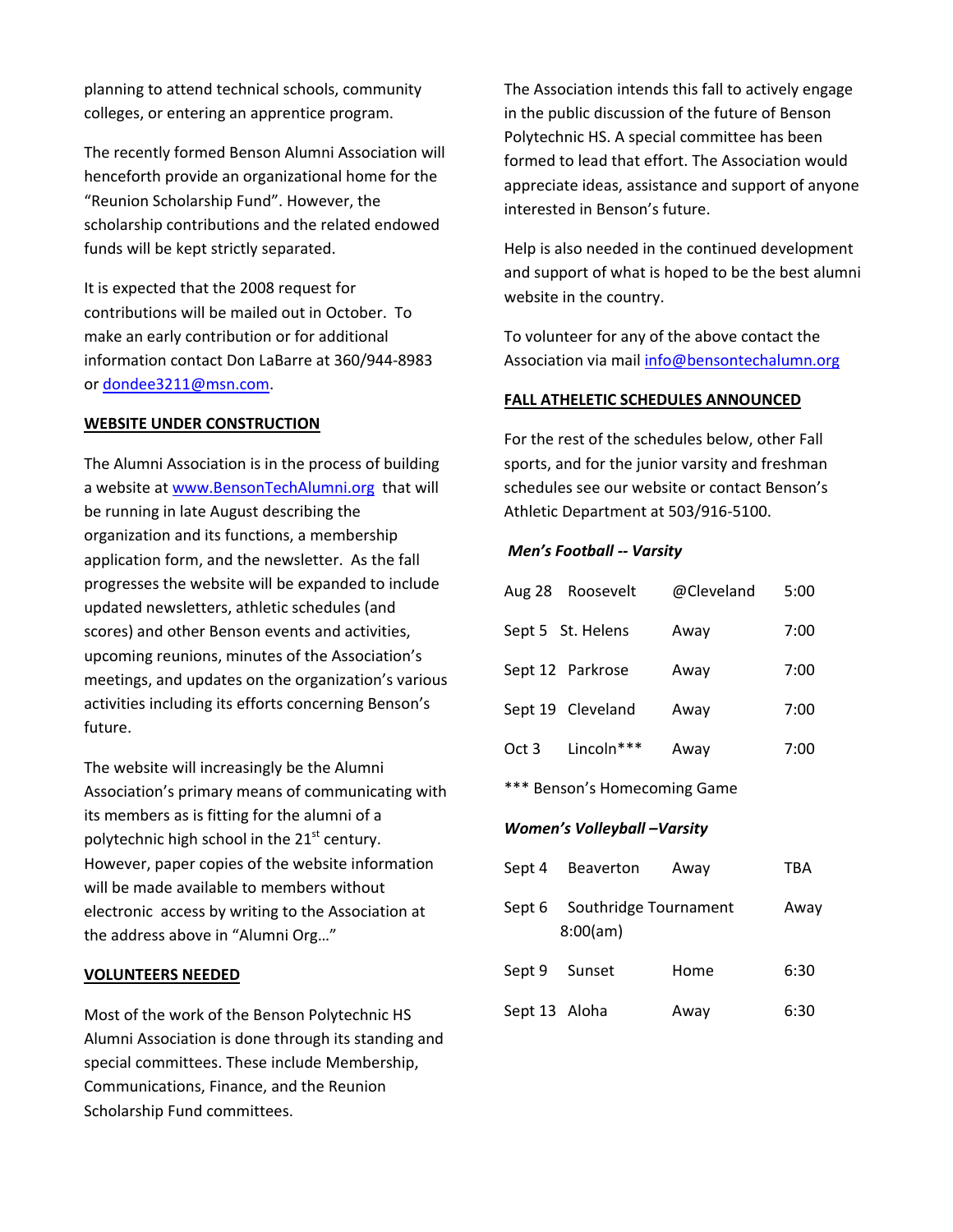planning to attend technical schools, community colleges, or entering an apprentice program.

The recently formed Benson Alumni Association will henceforth provide an organizational home for the "Reunion Scholarship Fund". However, the scholarship contributions and the related endowed funds will be kept strictly separated.

It is expected that the 2008 request for contributions will be mailed out in October. To make an early contribution or for additional information contact Don LaBarre at 360/944-8983 or dondee3211@msn.com.

**WEBSITE UNDER CONSTRUCTION**

The Alumni Association is in the process of building a website at www.BensonTechAlumni.org that will be running in late August describing the organization and its functions, a membership application form, and the newsletter. As the fall progresses the website will be expanded to include updated newsletters, athletic schedules (and scores) and other Benson events and activities, upcoming reunions, minutes of the Association's meetings, and updates on the organization's various activities including its efforts concerning Benson's future.

The website will increasingly be the Alumni Association's primary means of communicating with its members as is fitting for the alumni of a polytechnic high school in the 21st century. However, paper copies of the website information will be made available to members without electronic access by writing to the Association at the address above in "Alumni Org…"

**VOLUNTEERS NEEDED**

Most of the work of the Benson Polytechnic HS Alumni Association is done through its standing and special committees. These include Membership, Communications, Finance, and the Reunion Scholarship Fund committees.

The Association intends this fall to actively engage in the public discussion of the future of Benson Polytechnic HS. A special committee has been formed to lead that effort. The Association would appreciate ideas, assistance and support of anyone interested in Benson's future.

Help is also needed in the continued development and support of what is hoped to be the best alumni website in the country.

To volunteer for any of the above contact the Association via mail info@bensontechalumn.org

**FALL ATHELETIC SCHEDULES ANNOUNCED**

For the rest of the schedules below, other Fall sports, and for the junior varsity and freshman schedules see our website or contact Benson's Athletic Department at 503/916-5100.

***Men's Football -- Varsity***

| Date | Opponent | Location | Time |
|---|---|---|---|
| Aug 28 | Roosevelt | @Cleveland | 5:00 |
| Sept 5 | St. Helens | Away | 7:00 |
| Sept 12 | Parkrose | Away | 7:00 |
| Sept 19 | Cleveland | Away | 7:00 |
| Oct 3 | Lincoln*** | Away | 7:00 |

*** Benson's Homecoming Game

***Women's Volleyball –Varsity***

| Date | Opponent | Location | Time |
|---|---|---|---|
| Sept 4 | Beaverton | Away | TBA |
| Sept 6 | Southridge Tournament 8:00(am) | | Away |
| Sept 9 | Sunset | Home | 6:30 |
| Sept 13 | Aloha | Away | 6:30 |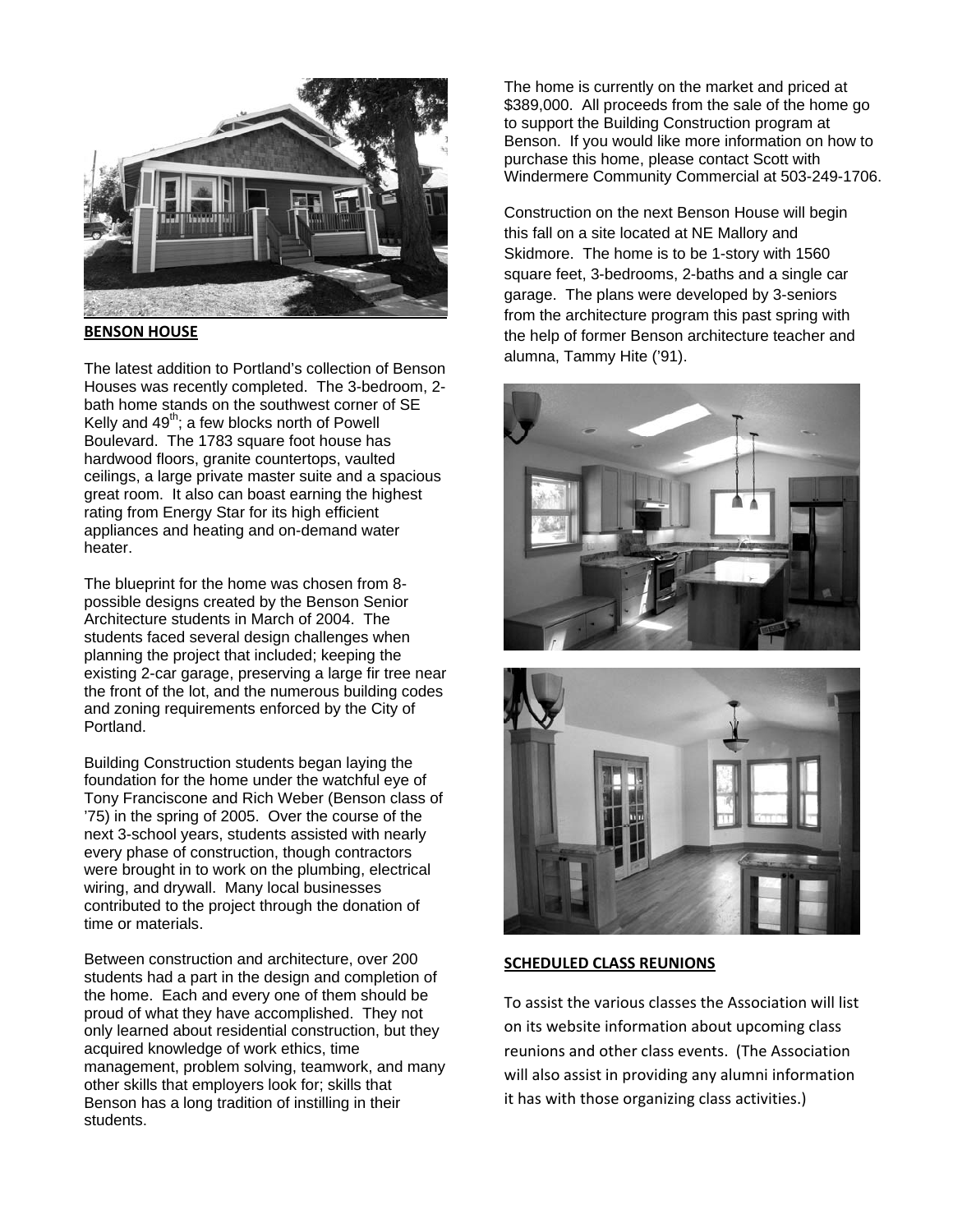**BENSON HOUSE**

The latest addition to Portland's collection of Benson Houses was recently completed. The 3-bedroom, 2-bath home stands on the southwest corner of SE Kelly and 49th; a few blocks north of Powell Boulevard. The 1783 square foot house has hardwood floors, granite countertops, vaulted ceilings, a large private master suite and a spacious great room. It also can boast earning the highest rating from Energy Star for its high efficient appliances and heating and on-demand water heater.

The blueprint for the home was chosen from 8-possible designs created by the Benson Senior Architecture students in March of 2004. The students faced several design challenges when planning the project that included; keeping the existing 2-car garage, preserving a large fir tree near the front of the lot, and the numerous building codes and zoning requirements enforced by the City of Portland.

Building Construction students began laying the foundation for the home under the watchful eye of Tony Franciscone and Rich Weber (Benson class of '75) in the spring of 2005. Over the course of the next 3-school years, students assisted with nearly every phase of construction, though contractors were brought in to work on the plumbing, electrical wiring, and drywall. Many local businesses contributed to the project through the donation of time or materials.

Between construction and architecture, over 200 students had a part in the design and completion of the home. Each and every one of them should be proud of what they have accomplished. They not only learned about residential construction, but they acquired knowledge of work ethics, time management, problem solving, teamwork, and many other skills that employers look for; skills that Benson has a long tradition of instilling in their students.

The home is currently on the market and priced at $389,000. All proceeds from the sale of the home go to support the Building Construction program at Benson. If you would like more information on how to purchase this home, please contact Scott with Windermere Community Commercial at 503-249-1706.

Construction on the next Benson House will begin this fall on a site located at NE Mallory and Skidmore. The home is to be 1-story with 1560 square feet, 3-bedrooms, 2-baths and a single car garage. The plans were developed by 3-seniors from the architecture program this past spring with the help of former Benson architecture teacher and alumna, Tammy Hite ('91).

**SCHEDULED CLASS REUNIONS**

To assist the various classes the Association will list on its website information about upcoming class reunions and other class events. (The Association will also assist in providing any alumni information it has with those organizing class activities.)